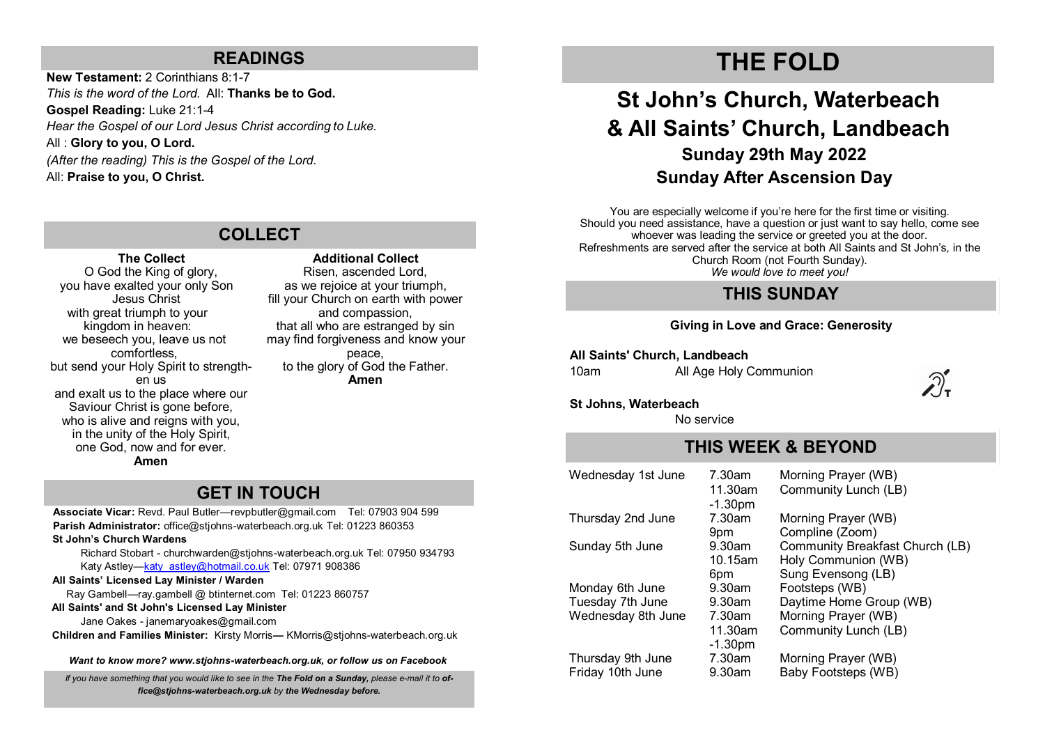## READINGS

**New Testament:** 2 Corinthians 8:1-7
*This is the word of the Lord.* All: **Thanks be to God.**
**Gospel Reading:** Luke 21:1-4
*Hear the Gospel of our Lord Jesus Christ according to Luke.*
All : **Glory to you, O Lord.**
*(After the reading) This is the Gospel of the Lord.*
All: **Praise to you, O Christ.**

## COLLECT

**The Collect**

O God the King of glory,
you have exalted your only Son Jesus Christ
with great triumph to your kingdom in heaven:
we beseech you, leave us not comfortless,
but send your Holy Spirit to strengthen us
and exalt us to the place where our Saviour Christ is gone before,
who is alive and reigns with you,
in the unity of the Holy Spirit,
one God, now and for ever.
**Amen**

**Additional Collect**

Risen, ascended Lord,
as we rejoice at your triumph,
fill your Church on earth with power and compassion,
that all who are estranged by sin
may find forgiveness and know your peace,
to the glory of God the Father.
**Amen**

## GET IN TOUCH

**Associate Vicar:** Revd. Paul Butler—revpbutler@gmail.com Tel: 07903 904 599
**Parish Administrator:** office@stjohns-waterbeach.org.uk Tel: 01223 860353
**St John's Church Wardens**
Richard Stobart - churchwarden@stjohns-waterbeach.org.uk Tel: 07950 934793
Katy Astley—katy_astley@hotmail.co.uk Tel: 07971 908386
**All Saints' Licensed Lay Minister / Warden**
Ray Gambell—ray.gambell @ btinternet.com Tel: 01223 860757
**All Saints' and St John's Licensed Lay Minister**
Jane Oakes - janemaryoakes@gmail.com
**Children and Families Minister:** Kirsty Morris— KMorris@stjohns-waterbeach.org.uk

***Want to know more? www.stjohns-waterbeach.org.uk, or follow us on Facebook***

*If you have something that you would like to see in the **The Fold on a Sunday,** please e-mail it to **office@stjohns-waterbeach.org.uk** by **the Wednesday before.***

# THE FOLD

## St John's Church, Waterbeach & All Saints' Church, Landbeach

### Sunday 29th May 2022

### Sunday After Ascension Day

You are especially welcome if you're here for the first time or visiting. Should you need assistance, have a question or just want to say hello, come see whoever was leading the service or greeted you at the door. Refreshments are served after the service at both All Saints and St John's, in the Church Room (not Fourth Sunday).
*We would love to meet you!*

## THIS SUNDAY

**Giving in Love and Grace: Generosity**

**All Saints' Church, Landbeach**
10am All Age Holy Communion

**St Johns, Waterbeach**
No service

## THIS WEEK & BEYOND

| | | |
|---|---|---|
| Wednesday 1st June | 7.30am | Morning Prayer (WB) |
| | 11.30am -1.30pm | Community Lunch (LB) |
| Thursday 2nd June | 7.30am | Morning Prayer (WB) |
| | 9pm | Compline (Zoom) |
| Sunday 5th June | 9.30am | Community Breakfast Church (LB) |
| | 10.15am | Holy Communion (WB) |
| | 6pm | Sung Evensong (LB) |
| Monday 6th June | 9.30am | Footsteps (WB) |
| Tuesday 7th June | 9.30am | Daytime Home Group (WB) |
| Wednesday 8th June | 7.30am | Morning Prayer (WB) |
| | 11.30am -1.30pm | Community Lunch (LB) |
| Thursday 9th June | 7.30am | Morning Prayer (WB) |
| Friday 10th June | 9.30am | Baby Footsteps (WB) |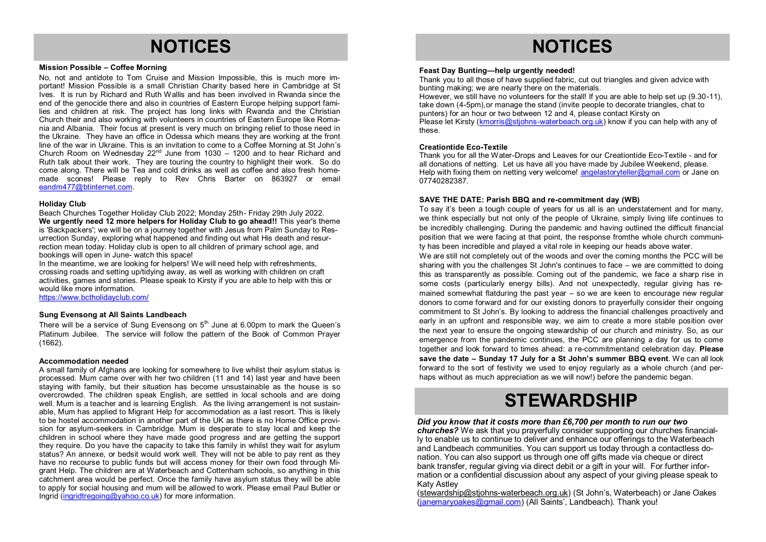# NOTICES

**Mission Possible – Coffee Morning**

No, not and antidote to Tom Cruise and Mission Impossible, this is much more important! Mission Possible is a small Christian Charity based here in Cambridge at St Ives. It is run by Richard and Ruth Wallis and has been involved in Rwanda since the end of the genocide there and also in countries of Eastern Europe helping support families and children at risk. The project has long links with Rwanda and the Christian Church their and also working with volunteers in countries of Eastern Europe like Romania and Albania. Their focus at present is very much on bringing relief to those need in the Ukraine. They have an office in Odessa which means they are working at the front line of the war in Ukraine. This is an invitation to come to a Coffee Morning at St John's Church Room on Wednesday 22nd June from 1030 – 1200 and to hear Richard and Ruth talk about their work. They are touring the country to highlight their work. So do come along. There will be Tea and cold drinks as well as coffee and also fresh home-made scones! Please reply to Rev Chris Barter on 863927 or email eandm477@btinternet.com.

**Holiday Club**

Beach Churches Together Holiday Club 2022; Monday 25th- Friday 29th July 2022.
**We urgently need 12 more helpers for Holiday Club to go ahead!!** This year's theme is 'Backpackers'; we will be on a journey together with Jesus from Palm Sunday to Resurrection Sunday, exploring what happened and finding out what His death and resurrection mean today. Holiday club is open to all children of primary school age, and bookings will open in June- watch this space!

In the meantime, we are looking for helpers! We will need help with refreshments, crossing roads and setting up/tidying away, as well as working with children on craft activities, games and stories. Please speak to Kirsty if you are able to help with this or would like more information.
https://www.bctholidayclub.com/

**Sung Evensong at All Saints Landbeach**

There will be a service of Sung Evensong on 5th June at 6.00pm to mark the Queen's Platinum Jubilee. The service will follow the pattern of the Book of Common Prayer (1662).

**Accommodation needed**

A small family of Afghans are looking for somewhere to live whilst their asylum status is processed. Mum came over with her two children (11 and 14) last year and have been staying with family, but their situation has become unsustainable as the house is so overcrowded. The children speak English, are settled in local schools and are doing well. Mum is a teacher and is learning English. As the living arrangement is not sustainable, Mum has applied to Migrant Help for accommodation as a last resort. This is likely to be hostel accommodation in another part of the UK as there is no Home Office provision for asylum-seekers in Cambridge. Mum is desperate to stay local and keep the children in school where they have made good progress and are getting the support they require. Do you have the capacity to take this family in whilst they wait for asylum status? An annexe, or bedsit would work well. They will not be able to pay rent as they have no recourse to public funds but will access money for their own food through Migrant Help. The children are at Waterbeach and Cottenham schools, so anything in this catchment area would be perfect. Once the family have asylum status they will be able to apply for social housing and mum will be allowed to work. Please email Paul Butler or Ingrid (ingridtregoing@yahoo.co.uk) for more information.

# NOTICES

**Feast Day Bunting—help urgently needed!**

Thank you to all those of have supplied fabric, cut out triangles and given advice with bunting making; we are nearly there on the materials.
However, we still have no volunteers for the stall! If you are able to help set up (9.30-11), take down (4-5pm),or manage the stand (invite people to decorate triangles, chat to punters) for an hour or two between 12 and 4, please contact Kirsty on
Please let Kirsty (kmorris@stjohns-waterbeach.org.uk) know if you can help with any of these.

**Creationtide Eco-Textile**

Thank you for all the Water-Drops and Leaves for our Creationtide Eco-Textile - and for all donations of netting. Let us have all you have made by Jubilee Weekend, please. Help with fixing them on netting very welcome! angelastoryteller@gmail.com or Jane on 07740282387.

**SAVE THE DATE: Parish BBQ and re-commitment day (WB)**

To say it's been a tough couple of years for us all is an understatement and for many, we think especially but not only of the people of Ukraine, simply living life continues to be incredibly challenging. During the pandemic and having outlined the difficult financial position that we were facing at that point, the response fromthe whole church community has been incredible and played a vital role in keeping our heads above water.
We are still not completely out of the woods and over the coming months the PCC will be sharing with you the challenges St John's continues to face – we are committed to doing this as transparently as possible. Coming out of the pandemic, we face a sharp rise in some costs (particularly energy bills). And not unexpectedly, regular giving has remained somewhat flatduring the past year – so we are keen to encourage new regular donors to come forward and for our existing donors to prayerfully consider their ongoing commitment to St John's. By looking to address the financial challenges proactively and early in an upfront and responsible way, we aim to create a more stable position over the next year to ensure the ongoing stewardship of our church and ministry. So, as our emergence from the pandemic continues, the PCC are planning a day for us to come together and look forward to times ahead: a re-commitmentand celebration day. **Please save the date – Sunday 17 July for a St John's summer BBQ event**. We can all look forward to the sort of festivity we used to enjoy regularly as a whole church (and perhaps without as much appreciation as we will now!) before the pandemic began.

# STEWARDSHIP

***Did you know that it costs more than £6,700 per month to run our two churches?*** We ask that you prayerfully consider supporting our churches financially to enable us to continue to deliver and enhance our offerings to the Waterbeach and Landbeach communities. You can support us today through a contactless donation. You can also support us through one off gifts made via cheque or direct bank transfer, regular giving via direct debit or a gift in your will. For further information or a confidential discussion about any aspect of your giving please speak to Katy Astley
(stewardship@stjohns-waterbeach.org.uk) (St John's, Waterbeach) or Jane Oakes (janemaryoakes@gmail.com) (All Saints', Landbeach). Thank you!